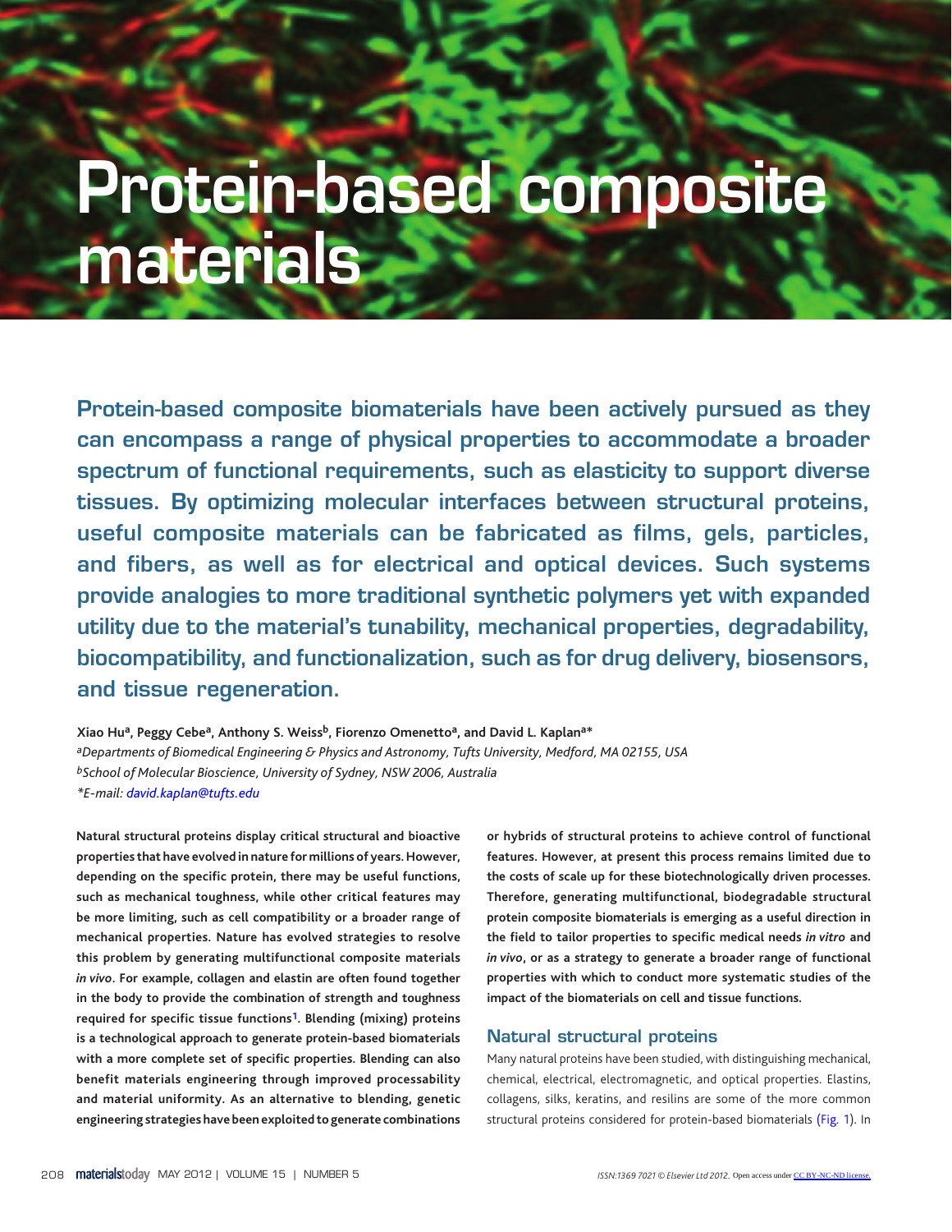# Protein-based composite materials

**Protein-based composite biomaterials have been actively pursued as they can encompass a range of physical properties to accommodate a broader spectrum of functional requirements, such as elasticity to support diverse tissues. By optimizing molecular interfaces between structural proteins, useful composite materials can be fabricated as films, gels, particles, and fibers, as well as for electrical and optical devices. Such systems provide analogies to more traditional synthetic polymers yet with expanded utility due to the material's tunability, mechanical properties, degradability, biocompatibility, and functionalization, such as for drug delivery, biosensors, and tissue regeneration.**

**Xiao Hu[a], Peggy Cebe[a], Anthony S. Weiss[b], Fiorenzo Omenetto[a], and David L. Kaplan[a*]**

*[a]Departments of Biomedical Engineering & Physics and Astronomy, Tufts University, Medford, MA 02155, USA*
*[b]School of Molecular Bioscience, University of Sydney, NSW 2006, Australia*
*\*E-mail: david.kaplan@tufts.edu*

**Natural structural proteins display critical structural and bioactive properties that have evolved in nature for millions of years. However, depending on the specific protein, there may be useful functions, such as mechanical toughness, while other critical features may be more limiting, such as cell compatibility or a broader range of mechanical properties. Nature has evolved strategies to resolve this problem by generating multifunctional composite materials *in vivo*. For example, collagen and elastin are often found together in the body to provide the combination of strength and toughness required for specific tissue functions[1]. Blending (mixing) proteins is a technological approach to generate protein-based biomaterials with a more complete set of specific properties. Blending can also benefit materials engineering through improved processability and material uniformity. As an alternative to blending, genetic engineering strategies have been exploited to generate combinations or hybrids of structural proteins to achieve control of functional features. However, at present this process remains limited due to the costs of scale up for these biotechnologically driven processes. Therefore, generating multifunctional, biodegradable structural protein composite biomaterials is emerging as a useful direction in the field to tailor properties to specific medical needs *in vitro* and *in vivo*, or as a strategy to generate a broader range of functional properties with which to conduct more systematic studies of the impact of the biomaterials on cell and tissue functions.**

## Natural structural proteins

Many natural proteins have been studied, with distinguishing mechanical, chemical, electrical, electromagnetic, and optical properties. Elastins, collagens, silks, keratins, and resilins are some of the more common structural proteins considered for protein-based biomaterials (Fig. 1). In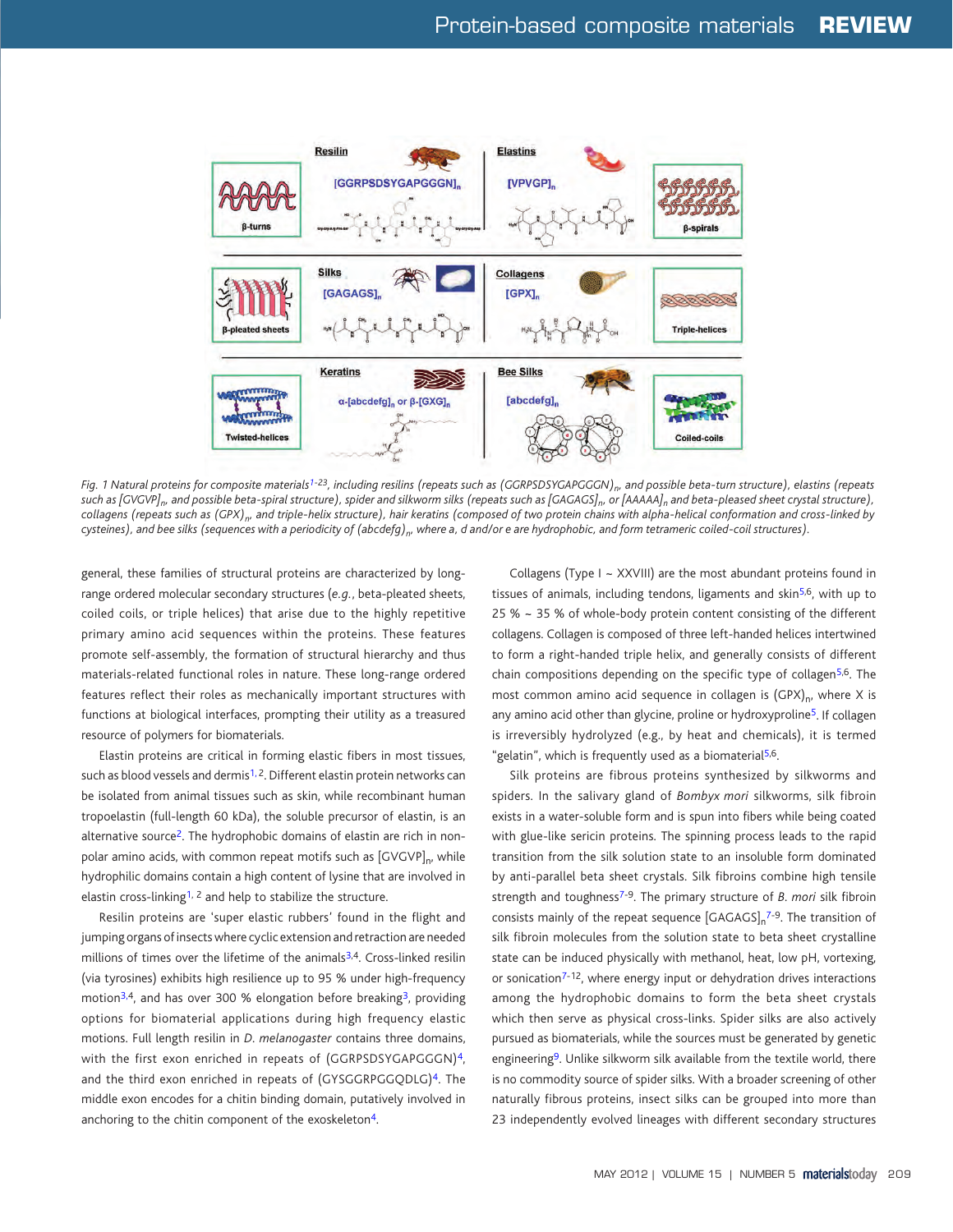*Fig. 1 Natural proteins for composite materials[1-23], including resilins (repeats such as (GGRPSDSYGAPGGGN)$_n$ and possible beta-turn structure), elastins (repeats such as [GVGVP]$_n$ and possible beta-spiral structure), spider and silkworm silks (repeats such as [GAGAGS]$_n$ or [AAAAA]$_n$ and beta-pleased sheet crystal structure), collagens (repeats such as (GPX)$_n$, and triple-helix structure), hair keratins (composed of two protein chains with alpha-helical conformation and cross-linked by cysteines), and bee silks (sequences with a periodicity of (abcdefg)$_n$, where a, d and/or e are hydrophobic, and form tetrameric coiled-coil structures).*

general, these families of structural proteins are characterized by long-range ordered molecular secondary structures (*e.g.*, beta-pleated sheets, coiled coils, or triple helices) that arise due to the highly repetitive primary amino acid sequences within the proteins. These features promote self-assembly, the formation of structural hierarchy and thus materials-related functional roles in nature. These long-range ordered features reflect their roles as mechanically important structures with functions at biological interfaces, prompting their utility as a treasured resource of polymers for biomaterials.

Elastin proteins are critical in forming elastic fibers in most tissues, such as blood vessels and dermis[1,2]. Different elastin protein networks can be isolated from animal tissues such as skin, while recombinant human tropoelastin (full-length 60 kDa), the soluble precursor of elastin, is an alternative source[2]. The hydrophobic domains of elastin are rich in non-polar amino acids, with common repeat motifs such as [GVGVP]$_n$, while hydrophilic domains contain a high content of lysine that are involved in elastin cross-linking[1,2] and help to stabilize the structure.

Resilin proteins are 'super elastic rubbers' found in the flight and jumping organs of insects where cyclic extension and retraction are needed millions of times over the lifetime of the animals[3,4]. Cross-linked resilin (via tyrosines) exhibits high resilience up to 95 % under high-frequency motion[3,4], and has over 300 % elongation before breaking[3], providing options for biomaterial applications during high frequency elastic motions. Full length resilin in *D. melanogaster* contains three domains, with the first exon enriched in repeats of (GGRPSDSYGAPGGGN)[4], and the third exon enriched in repeats of (GYSGGRPGGQDLG)[4]. The middle exon encodes for a chitin binding domain, putatively involved in anchoring to the chitin component of the exoskeleton[4].

Collagens (Type I ~ XXVIII) are the most abundant proteins found in tissues of animals, including tendons, ligaments and skin[5,6], with up to 25 % ~ 35 % of whole-body protein content consisting of the different collagens. Collagen is composed of three left-handed helices intertwined to form a right-handed triple helix, and generally consists of different chain compositions depending on the specific type of collagen[5,6]. The most common amino acid sequence in collagen is (GPX)$_n$, where X is any amino acid other than glycine, proline or hydroxyproline[5]. If collagen is irreversibly hydrolyzed (e.g., by heat and chemicals), it is termed "gelatin", which is frequently used as a biomaterial[5,6].

Silk proteins are fibrous proteins synthesized by silkworms and spiders. In the salivary gland of *Bombyx mori* silkworms, silk fibroin exists in a water-soluble form and is spun into fibers while being coated with glue-like sericin proteins. The spinning process leads to the rapid transition from the silk solution state to an insoluble form dominated by anti-parallel beta sheet crystals. Silk fibroins combine high tensile strength and toughness[7-9]. The primary structure of *B. mori* silk fibroin consists mainly of the repeat sequence [GAGAGS]$_n$[7-9]. The transition of silk fibroin molecules from the solution state to beta sheet crystalline state can be induced physically with methanol, heat, low pH, vortexing, or sonication[7-12], where energy input or dehydration drives interactions among the hydrophobic domains to form the beta sheet crystals which then serve as physical cross-links. Spider silks are also actively pursued as biomaterials, while the sources must be generated by genetic engineering[9]. Unlike silkworm silk available from the textile world, there is no commodity source of spider silks. With a broader screening of other naturally fibrous proteins, insect silks can be grouped into more than 23 independently evolved lineages with different secondary structures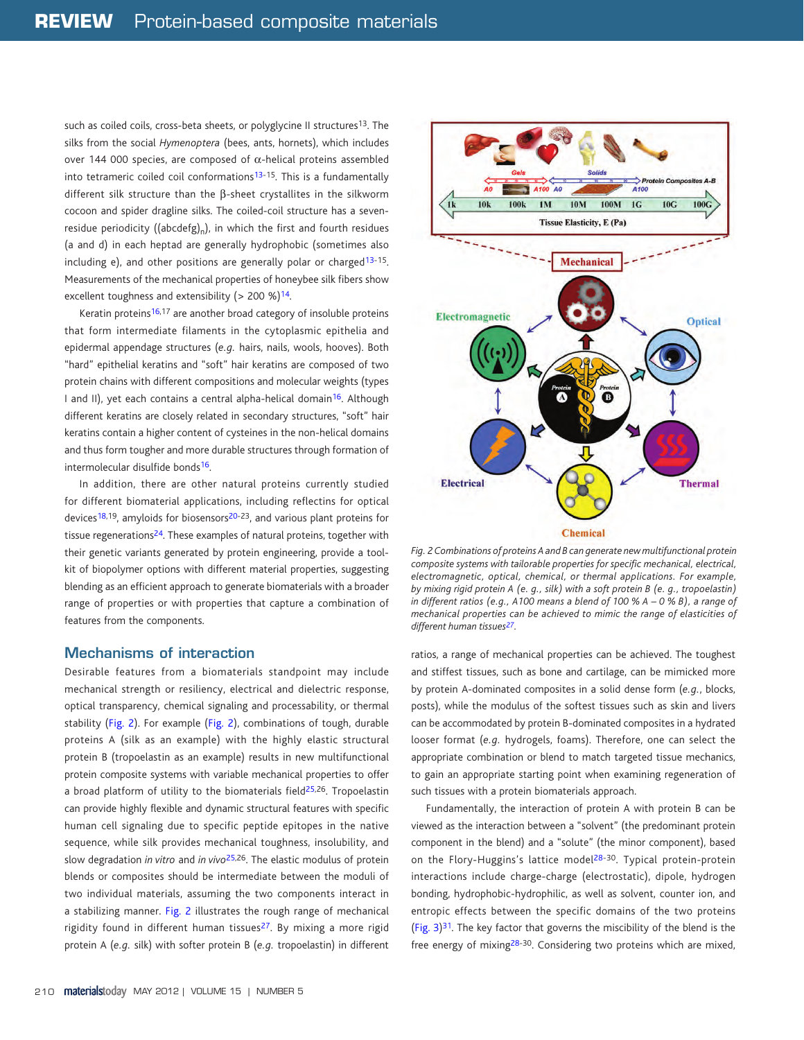such as coiled coils, cross-beta sheets, or polyglycine II structures[13]. The silks from the social *Hymenoptera* (bees, ants, hornets), which includes over 144 000 species, are composed of α-helical proteins assembled into tetrameric coiled coil conformations[13-15]. This is a fundamentally different silk structure than the β-sheet crystallites in the silkworm cocoon and spider dragline silks. The coiled-coil structure has a seven-residue periodicity ($(abcdefg)_n$), in which the first and fourth residues (a and d) in each heptad are generally hydrophobic (sometimes also including e), and other positions are generally polar or charged[13-15]. Measurements of the mechanical properties of honeybee silk fibers show excellent toughness and extensibility (> 200 %)[14].

Keratin proteins[16,17] are another broad category of insoluble proteins that form intermediate filaments in the cytoplasmic epithelia and epidermal appendage structures (*e.g.* hairs, nails, wools, hooves). Both "hard" epithelial keratins and "soft" hair keratins are composed of two protein chains with different compositions and molecular weights (types I and II), yet each contains a central alpha-helical domain[16]. Although different keratins are closely related in secondary structures, "soft" hair keratins contain a higher content of cysteines in the non-helical domains and thus form tougher and more durable structures through formation of intermolecular disulfide bonds[16].

In addition, there are other natural proteins currently studied for different biomaterial applications, including reflectins for optical devices[18,19], amyloids for biosensors[20-23], and various plant proteins for tissue regenerations[24]. These examples of natural proteins, together with their genetic variants generated by protein engineering, provide a toolkit of biopolymer options with different material properties, suggesting blending as an efficient approach to generate biomaterials with a broader range of properties or with properties that capture a combination of features from the components.

## Mechanisms of interaction

Desirable features from a biomaterials standpoint may include mechanical strength or resiliency, electrical and dielectric response, optical transparency, chemical signaling and processability, or thermal stability (Fig. 2). For example (Fig. 2), combinations of tough, durable proteins A (silk as an example) with the highly elastic structural protein B (tropoelastin as an example) results in new multifunctional protein composite systems with variable mechanical properties to offer a broad platform of utility to the biomaterials field[25,26]. Tropoelastin can provide highly flexible and dynamic structural features with specific human cell signaling due to specific peptide epitopes in the native sequence, while silk provides mechanical toughness, insolubility, and slow degradation *in vitro* and *in vivo*[25,26]. The elastic modulus of protein blends or composites should be intermediate between the moduli of two individual materials, assuming the two components interact in a stabilizing manner. Fig. 2 illustrates the rough range of mechanical rigidity found in different human tissues[27]. By mixing a more rigid protein A (*e.g.* silk) with softer protein B (*e.g.* tropoelastin) in different ratios, a range of mechanical properties can be achieved. The toughest and stiffest tissues, such as bone and cartilage, can be mimicked more by protein A-dominated composites in a solid dense form (*e.g.*, blocks, posts), while the modulus of the softest tissues such as skin and livers can be accommodated by protein B-dominated composites in a hydrated looser format (*e.g.* hydrogels, foams). Therefore, one can select the appropriate combination or blend to match targeted tissue mechanics, to gain an appropriate starting point when examining regeneration of such tissues with a protein biomaterials approach.

*Fig. 2 Combinations of proteins A and B can generate new multifunctional protein composite systems with tailorable properties for specific mechanical, electrical, electromagnetic, optical, chemical, or thermal applications. For example, by mixing rigid protein A (e. g., silk) with a soft protein B (e. g., tropoelastin) in different ratios (e.g., A100 means a blend of 100 % A – 0 % B), a range of mechanical properties can be achieved to mimic the range of elasticities of different human tissues*[27].

Fundamentally, the interaction of protein A with protein B can be viewed as the interaction between a "solvent" (the predominant protein component in the blend) and a "solute" (the minor component), based on the Flory-Huggins's lattice model[28-30]. Typical protein-protein interactions include charge-charge (electrostatic), dipole, hydrogen bonding, hydrophobic-hydrophilic, as well as solvent, counter ion, and entropic effects between the specific domains of the two proteins (Fig. 3)[31]. The key factor that governs the miscibility of the blend is the free energy of mixing[28-30]. Considering two proteins which are mixed,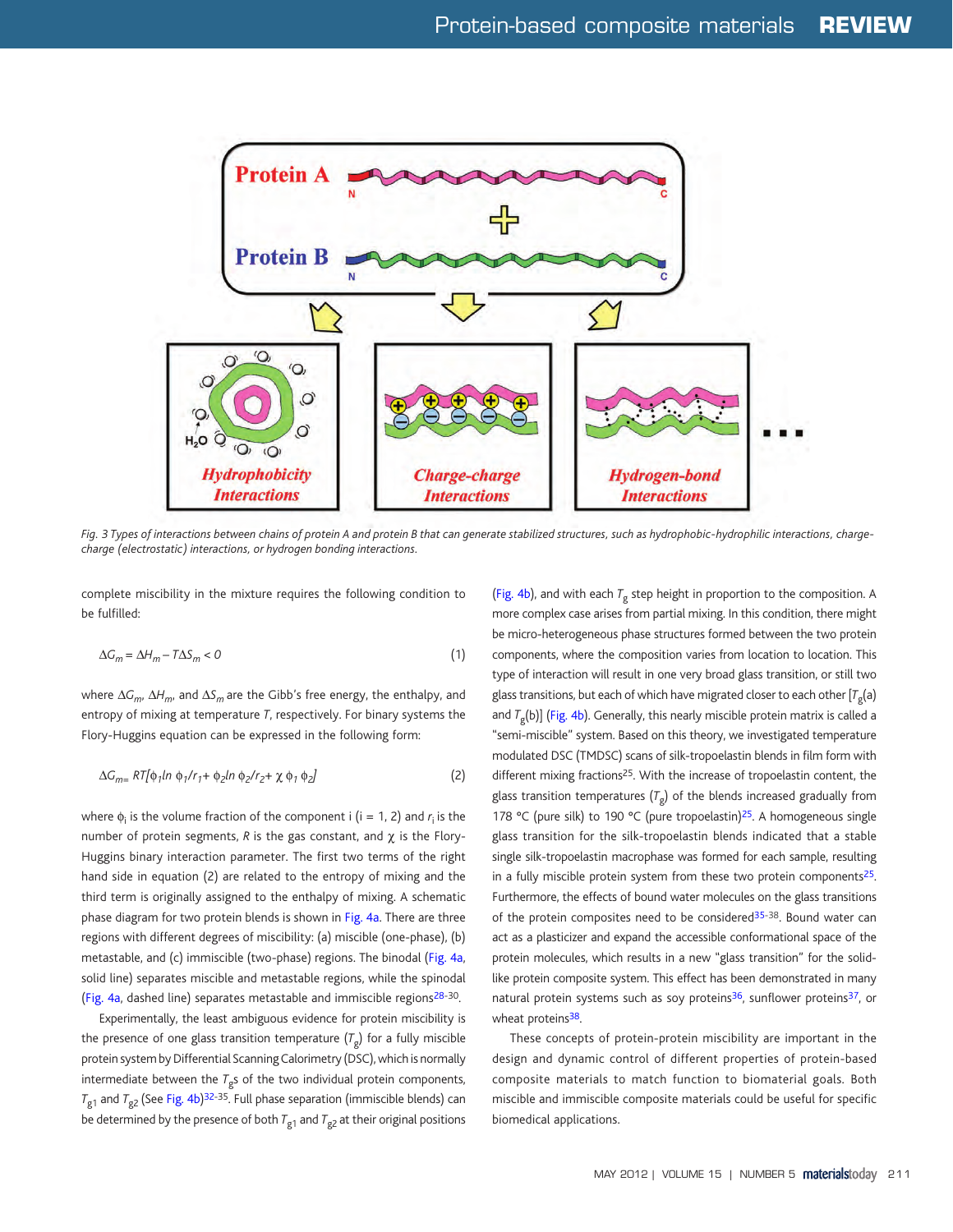Fig. 3 Types of interactions between chains of protein A and protein B that can generate stabilized structures, such as hydrophobic-hydrophilic interactions, charge-charge (electrostatic) interactions, or hydrogen bonding interactions.

complete miscibility in the mixture requires the following condition to be fulfilled:

$$\Delta G_m = \Delta H_m - T\Delta S_m < 0 \qquad (1)$$

where $\Delta G_m$, $\Delta H_m$, and $\Delta S_m$ are the Gibb's free energy, the enthalpy, and entropy of mixing at temperature $T$, respectively. For binary systems the Flory-Huggins equation can be expressed in the following form:

$$\Delta G_m = RT[\phi_1 \ln \phi_1/r_1 + \phi_2 \ln \phi_2/r_2 + \chi\, \phi_1\, \phi_2] \qquad (2)$$

where $\phi_i$ is the volume fraction of the component i (i = 1, 2) and $r_i$ is the number of protein segments, $R$ is the gas constant, and $\chi$ is the Flory-Huggins binary interaction parameter. The first two terms of the right hand side in equation (2) are related to the entropy of mixing and the third term is originally assigned to the enthalpy of mixing. A schematic phase diagram for two protein blends is shown in Fig. 4a. There are three regions with different degrees of miscibility: (a) miscible (one-phase), (b) metastable, and (c) immiscible (two-phase) regions. The binodal (Fig. 4a, solid line) separates miscible and metastable regions, while the spinodal (Fig. 4a, dashed line) separates metastable and immiscible regions[28-30].

Experimentally, the least ambiguous evidence for protein miscibility is the presence of one glass transition temperature ($T_g$) for a fully miscible protein system by Differential Scanning Calorimetry (DSC), which is normally intermediate between the $T_g$s of the two individual protein components, $T_{g1}$ and $T_{g2}$ (See Fig. 4b)[32-35]. Full phase separation (immiscible blends) can be determined by the presence of both $T_{g1}$ and $T_{g2}$ at their original positions (Fig. 4b), and with each $T_g$ step height in proportion to the composition. A more complex case arises from partial mixing. In this condition, there might be micro-heterogeneous phase structures formed between the two protein components, where the composition varies from location to location. This type of interaction will result in one very broad glass transition, or still two glass transitions, but each of which have migrated closer to each other [$T_g$(a) and $T_g$(b)] (Fig. 4b). Generally, this nearly miscible protein matrix is called a "semi-miscible" system. Based on this theory, we investigated temperature modulated DSC (TMDSC) scans of silk-tropoelastin blends in film form with different mixing fractions[25]. With the increase of tropoelastin content, the glass transition temperatures ($T_g$) of the blends increased gradually from 178 °C (pure silk) to 190 °C (pure tropoelastin)[25]. A homogeneous single glass transition for the silk-tropoelastin blends indicated that a stable single silk-tropoelastin macrophase was formed for each sample, resulting in a fully miscible protein system from these two protein components[25]. Furthermore, the effects of bound water molecules on the glass transitions of the protein composites need to be considered[35-38]. Bound water can act as a plasticizer and expand the accessible conformational space of the protein molecules, which results in a new "glass transition" for the solid-like protein composite system. This effect has been demonstrated in many natural protein systems such as soy proteins[36], sunflower proteins[37], or wheat proteins[38].

These concepts of protein-protein miscibility are important in the design and dynamic control of different properties of protein-based composite materials to match function to biomaterial goals. Both miscible and immiscible composite materials could be useful for specific biomedical applications.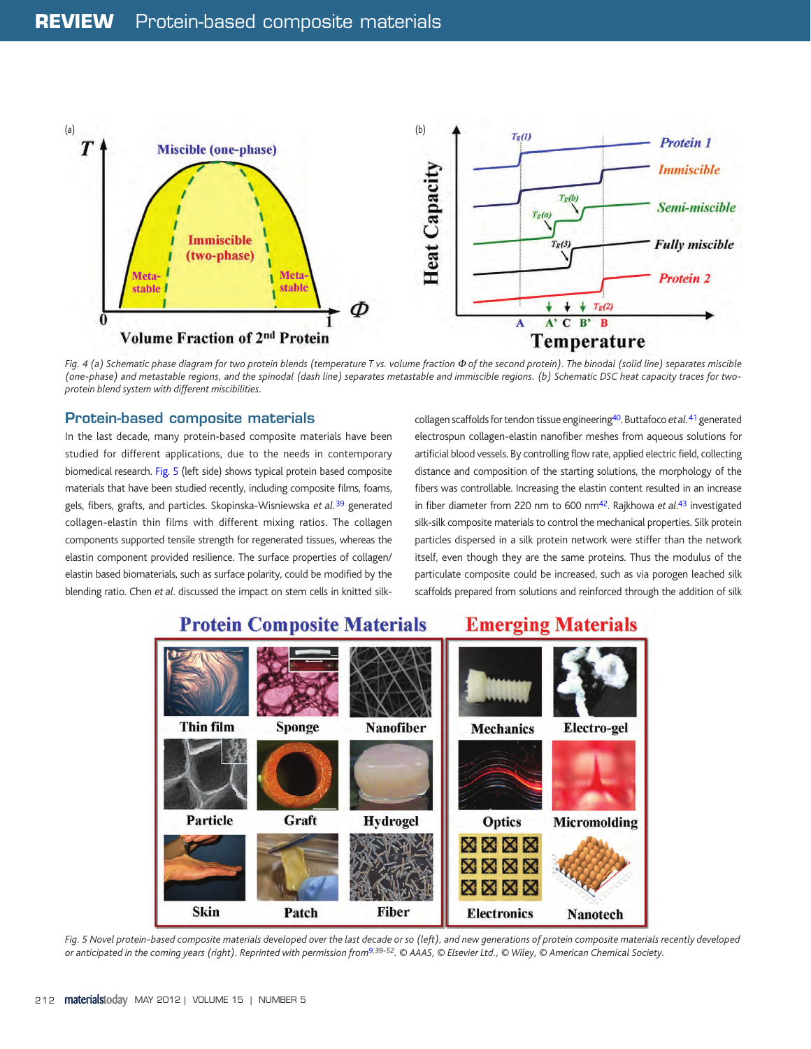Fig. 4 (a) Schematic phase diagram for two protein blends (temperature $T$ vs. volume fraction $\Phi$ of the second protein). The binodal (solid line) separates miscible (one-phase) and metastable regions, and the spinodal (dash line) separates metastable and immiscible regions. (b) Schematic DSC heat capacity traces for two-protein blend system with different miscibilities.

## Protein-based composite materials

In the last decade, many protein-based composite materials have been studied for different applications, due to the needs in contemporary biomedical research. Fig. 5 (left side) shows typical protein based composite materials that have been studied recently, including composite films, foams, gels, fibers, grafts, and particles. Skopinska-Wisniewska *et al.*[39] generated collagen-elastin thin films with different mixing ratios. The collagen components supported tensile strength for regenerated tissues, whereas the elastin component provided resilience. The surface properties of collagen/elastin based biomaterials, such as surface polarity, could be modified by the blending ratio. Chen *et al.* discussed the impact on stem cells in knitted silk-collagen scaffolds for tendon tissue engineering[40]. Buttafoco *et al.*[41] generated electrospun collagen-elastin nanofiber meshes from aqueous solutions for artificial blood vessels. By controlling flow rate, applied electric field, collecting distance and composition of the starting solutions, the morphology of the fibers was controllable. Increasing the elastin content resulted in an increase in fiber diameter from 220 nm to 600 nm[42]. Rajkhowa *et al.*[43] investigated silk-silk composite materials to control the mechanical properties. Silk protein particles dispersed in a silk protein network were stiffer than the network itself, even though they are the same proteins. Thus the modulus of the particulate composite could be increased, such as via porogen leached silk scaffolds prepared from solutions and reinforced through the addition of silk

Fig. 5 Novel protein-based composite materials developed over the last decade or so (left), and new generations of protein composite materials recently developed or anticipated in the coming years (right). Reprinted with permission from[9,39-52]. © AAAS, © Elsevier Ltd., © Wiley, © American Chemical Society.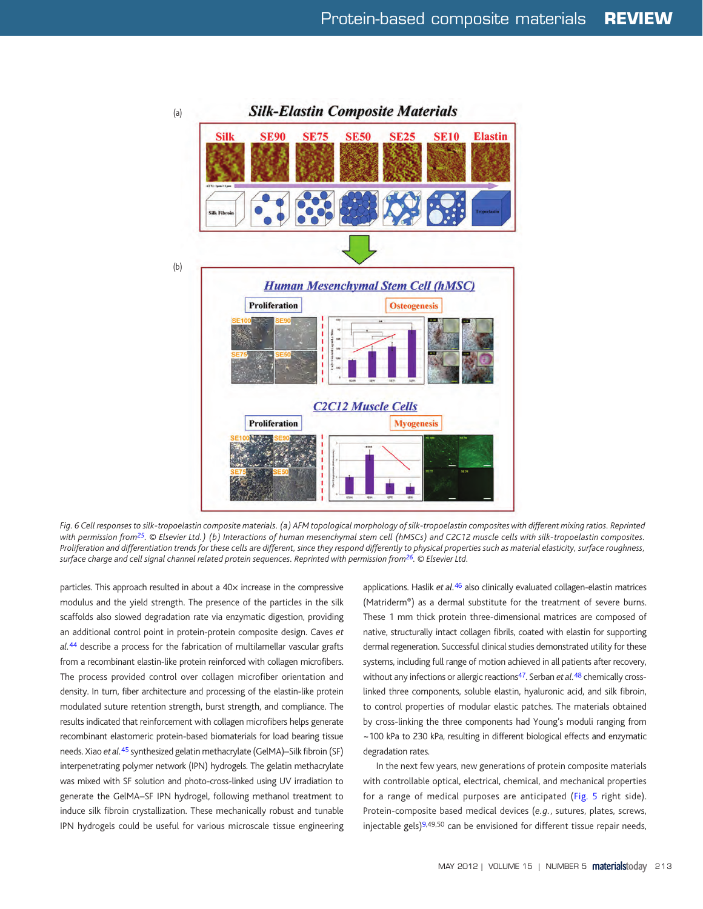Fig. 6 Cell responses to silk-tropoelastin composite materials. (a) AFM topological morphology of silk-tropoelastin composites with different mixing ratios. Reprinted with permission from[25]. © Elsevier Ltd.) (b) Interactions of human mesenchymal stem cell (hMSCs) and C2C12 muscle cells with silk-tropoelastin composites. Proliferation and differentiation trends for these cells are different, since they respond differently to physical properties such as material elasticity, surface roughness, surface charge and cell signal channel related protein sequences. Reprinted with permission from[26]. © Elsevier Ltd.

particles. This approach resulted in about a 40× increase in the compressive modulus and the yield strength. The presence of the particles in the silk scaffolds also slowed degradation rate via enzymatic digestion, providing an additional control point in protein-protein composite design. Caves *et al.*[44] describe a process for the fabrication of multilamellar vascular grafts from a recombinant elastin-like protein reinforced with collagen microfibers. The process provided control over collagen microfiber orientation and density. In turn, fiber architecture and processing of the elastin-like protein modulated suture retention strength, burst strength, and compliance. The results indicated that reinforcement with collagen microfibers helps generate recombinant elastomeric protein-based biomaterials for load bearing tissue needs. Xiao *et al.*[45] synthesized gelatin methacrylate (GelMA)–Silk fibroin (SF) interpenetrating polymer network (IPN) hydrogels. The gelatin methacrylate was mixed with SF solution and photo-cross-linked using UV irradiation to generate the GelMA–SF IPN hydrogel, following methanol treatment to induce silk fibroin crystallization. These mechanically robust and tunable IPN hydrogels could be useful for various microscale tissue engineering applications. Haslik *et al.*[46] also clinically evaluated collagen-elastin matrices (Matriderm®) as a dermal substitute for the treatment of severe burns. These 1 mm thick protein three-dimensional matrices are composed of native, structurally intact collagen fibrils, coated with elastin for supporting dermal regeneration. Successful clinical studies demonstrated utility for these systems, including full range of motion achieved in all patients after recovery, without any infections or allergic reactions[47]. Serban *et al.*[48] chemically cross-linked three components, soluble elastin, hyaluronic acid, and silk fibroin, to control properties of modular elastic patches. The materials obtained by cross-linking the three components had Young's moduli ranging from ~100 kPa to 230 kPa, resulting in different biological effects and enzymatic degradation rates.

In the next few years, new generations of protein composite materials with controllable optical, electrical, chemical, and mechanical properties for a range of medical purposes are anticipated (Fig. 5 right side). Protein-composite based medical devices (*e.g.*, sutures, plates, screws, injectable gels)[9,49,50] can be envisioned for different tissue repair needs,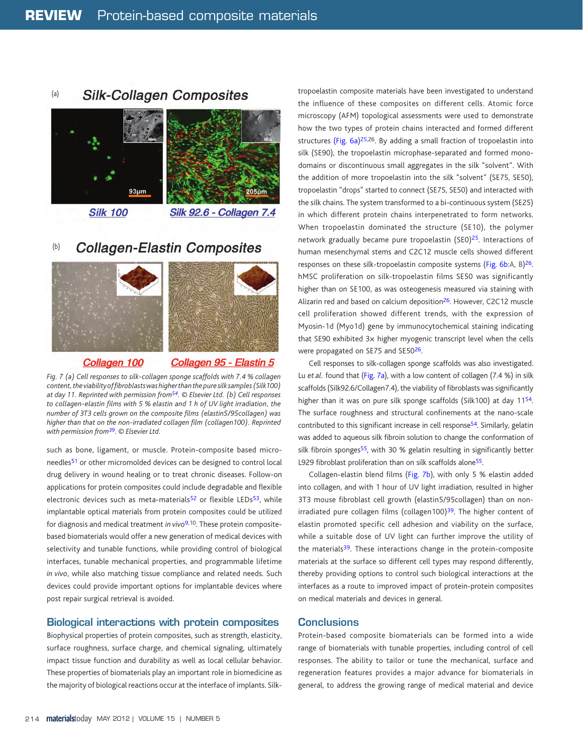Fig. 7 (a) Cell responses to silk-collagen sponge scaffolds with 7.4 % collagen content, the viability of fibroblasts was higher than the pure silk samples (Silk100) at day 11. Reprinted with permission from[54]. © Elsevier Ltd. (b) Cell responses to collagen-elastin films with 5 % elastin and 1 h of UV light irradiation, the number of 3T3 cells grown on the composite films (elastin5/95collagen) was higher than that on the non-irradiated collagen film (collagen100). Reprinted with permission from[39]. © Elsevier Ltd.

such as bone, ligament, or muscle. Protein-composite based microneedles[51] or other micromolded devices can be designed to control local drug delivery in wound healing or to treat chronic diseases. Follow-on applications for protein composites could include degradable and flexible electronic devices such as meta-materials[52] or flexible LEDs[53], while implantable optical materials from protein composites could be utilized for diagnosis and medical treatment *in vivo*[9,10]. These protein composite-based biomaterials would offer a new generation of medical devices with selectivity and tunable functions, while providing control of biological interfaces, tunable mechanical properties, and programmable lifetime *in vivo*, while also matching tissue compliance and related needs. Such devices could provide important options for implantable devices where post repair surgical retrieval is avoided.

## Biological interactions with protein composites

Biophysical properties of protein composites, such as strength, elasticity, surface roughness, surface charge, and chemical signaling, ultimately impact tissue function and durability as well as local cellular behavior. These properties of biomaterials play an important role in biomedicine as the majority of biological reactions occur at the interface of implants. Silk-tropoelastin composite materials have been investigated to understand the influence of these composites on different cells. Atomic force microscopy (AFM) topological assessments were used to demonstrate how the two types of protein chains interacted and formed different structures (Fig. 6a)[25,26]. By adding a small fraction of tropoelastin into silk (SE90), the tropoelastin microphase-separated and formed mono-domains or discontinuous small aggregates in the silk "solvent". With the addition of more tropoelastin into the silk "solvent" (SE75, SE50), tropoelastin "drops" started to connect (SE75, SE50) and interacted with the silk chains. The system transformed to a bi-continuous system (SE25) in which different protein chains interpenetrated to form networks. When tropoelastin dominated the structure (SE10), the polymer network gradually became pure tropoelastin (SE0)[25]. Interactions of human mesenchymal stems and C2C12 muscle cells showed different responses on these silk-tropoelastin composite systems (Fig. 6b:A, B)[26]. hMSC proliferation on silk-tropoelastin films SE50 was significantly higher than on SE100, as was osteogenesis measured via staining with Alizarin red and based on calcium deposition[26]. However, C2C12 muscle cell proliferation showed different trends, with the expression of Myosin-1d (Myo1d) gene by immunocytochemical staining indicating that SE90 exhibited 3× higher myogenic transcript level when the cells were propagated on SE75 and SE50[26].

Cell responses to silk-collagen sponge scaffolds was also investigated. Lu *et al.* found that (Fig. 7a), with a low content of collagen (7.4 %) in silk scaffolds (Silk92.6/Collagen7.4), the viability of fibroblasts was significantly higher than it was on pure silk sponge scaffolds (Silk100) at day 11[54]. The surface roughness and structural confinements at the nano-scale contributed to this significant increase in cell response[54]. Similarly, gelatin was added to aqueous silk fibroin solution to change the conformation of silk fibroin sponges[55], with 30 % gelatin resulting in significantly better L929 fibroblast proliferation than on silk scaffolds alone[55].

Collagen-elastin blend films (Fig. 7b), with only 5 % elastin added into collagen, and with 1 hour of UV light irradiation, resulted in higher 3T3 mouse fibroblast cell growth (elastin5/95collagen) than on non-irradiated pure collagen films (collagen100)[39]. The higher content of elastin promoted specific cell adhesion and viability on the surface, while a suitable dose of UV light can further improve the utility of the materials[39]. These interactions change in the protein-composite materials at the surface so different cell types may respond differently, thereby providing options to control such biological interactions at the interfaces as a route to improved impact of protein-protein composites on medical materials and devices in general.

## Conclusions

Protein-based composite biomaterials can be formed into a wide range of biomaterials with tunable properties, including control of cell responses. The ability to tailor or tune the mechanical, surface and regeneration features provides a major advance for biomaterials in general, to address the growing range of medical material and device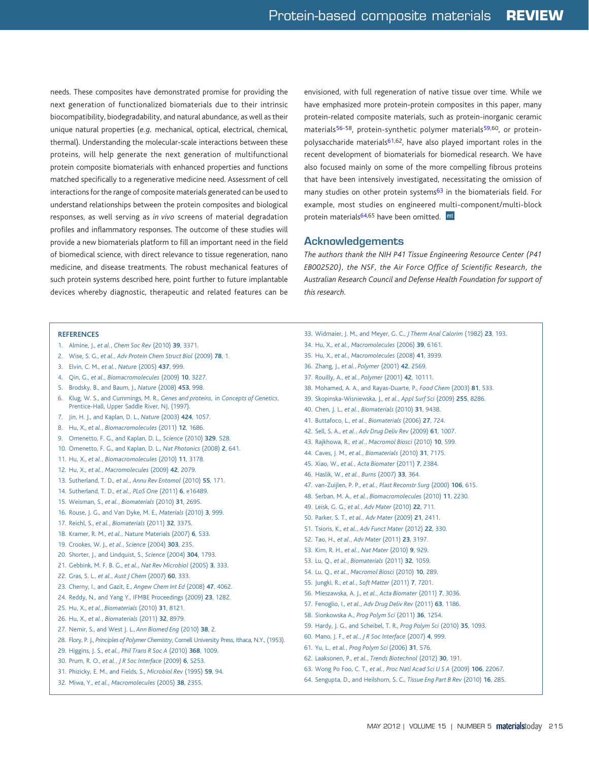needs. These composites have demonstrated promise for providing the next generation of functionalized biomaterials due to their intrinsic biocompatibility, biodegradability, and natural abundance, as well as their unique natural properties (*e.g.* mechanical, optical, electrical, chemical, thermal). Understanding the molecular-scale interactions between these proteins, will help generate the next generation of multifunctional protein composite biomaterials with enhanced properties and functions matched specifically to a regenerative medicine need. Assessment of cell interactions for the range of composite materials generated can be used to understand relationships between the protein composites and biological responses, as well serving as *in vivo* screens of material degradation profiles and inflammatory responses. The outcome of these studies will provide a new biomaterials platform to fill an important need in the field of biomedical science, with direct relevance to tissue regeneration, nano medicine, and disease treatments. The robust mechanical features of such protein systems described here, point further to future implantable devices whereby diagnostic, therapeutic and related features can be envisioned, with full regeneration of native tissue over time. While we have emphasized more protein-protein composites in this paper, many protein-related composite materials, such as protein-inorganic ceramic materials[56-58], protein-synthetic polymer materials[59,60], or protein-polysaccharide materials[61,62], have also played important roles in the recent development of biomaterials for biomedical research. We have also focused mainly on some of the more compelling fibrous proteins that have been intensively investigated, necessitating the omission of many studies on other protein systems[63] in the biomaterials field. For example, most studies on engineered multi-component/multi-block protein materials[64,65] have been omitted. mt

## Acknowledgements

*The authors thank the NIH P41 Tissue Engineering Resource Center (P41 EB002520), the NSF, the Air Force Office of Scientific Research, the Australian Research Council and Defense Health Foundation for support of this research.*

### REFERENCES

1. Almine, J., *et al.*, *Chem Soc Rev* (2010) **39**, 3371.
2. Wise, S. G., *et al.*, *Adv Protein Chem Struct Biol* (2009) **78**, 1.
3. Elvin, C. M., *et al.*, *Nature* (2005) **437**, 999.
4. Qin, G., *et al.*, *Biomacromolecules* (2009) **10**, 3227.
5. Brodsky, B., and Baum, J., *Nature* (2008) **453**, 998.
6. Klug, W. S., and Cummings, M. R., *Genes and proteins*, in *Concepts of Genetics*, Prentice-Hall, Upper Saddle River, NJ, (1997).
7. Jin, H. J., and Kaplan, D. L., *Nature* (2003) **424**, 1057.
8. Hu, X., *et al.*, *Biomacromolecules* (2011) **12**, 1686.
9. Omenetto, F. G., and Kaplan, D. L., *Science* (2010) **329**, 528.
10. Omenetto, F. G., and Kaplan, D. L., *Nat Photonics* (2008) **2**, 641.
11. Hu, X., *et al.*, *Biomacromolecules* (2010) **11**, 3178.
12. Hu, X., *et al.*, *Macromolecules* (2009) **42**, 2079.
13. Sutherland, T. D., *et al.*, *Annu Rev Entomol* (2010) **55**, 171.
14. Sutherland, T. D., *et al.*, *PLoS One* (2011) **6**, e16489.
15. Weisman, S., *et al.*, *Biomaterials* (2010) **31**, 2695.
16. Rouse, J. G., and Van Dyke, M. E., *Materials* (2010) **3**, 999.
17. Reichl, S., *et al.*, *Biomaterials* (2011) **32**, 3375.
18. Kramer, R. M., *et al.*, Nature Materials (2007) **6**, 533.
19. Crookes, W. J., *et al.*, *Science* (2004) **303**, 235.
20. Shorter, J., and Lindquist, S., *Science* (2004) **304**, 1793.
21. Gebbink, M. F. B. G., *et al.*, *Nat Rev Microbiol* (2005) **3**, 333.
22. Gras, S. L., *et al.*, *Aust J Chem* (2007) **60**, 333.
23. Cherny, I., and Gazit, E., *Angew Chem Int Ed* (2008) **47**, 4062.
24. Reddy, N., and Yang Y., IFMBE Proceedings (2009) **23**, 1282.
25. Hu, X., *et al.*, *Biomaterials* (2010) **31**, 8121.
26. Hu, X., *et al.*, *Biomaterials* (2011) **32**, 8979.
27. Nemir, S., and West J. L., *Ann Biomed Eng* (2010) **38**, 2.
28. Flory, P. J., *Principles of Polymer Chemistry*, Cornell University Press, Ithaca, N.Y., (1953).
29. Higgins, J. S., *et al.*, *Phil Trans R Soc A* (2010) **368**, 1009.
30. Prum, R. O., *et al.*, *J R Soc Interface* (2009) **6**, S253.
31. Phizicky, E. M., and Fields, S., *Microbiol Rev* (1995) **59**, 94.
32. Miwa, Y., *et al.*, *Macromolecules* (2005) **38**, 2355.
33. Widmaier, J. M., and Meyer, G. C., *J Therm Anal Calorim* (1982) **23**, 193.
34. Hu, X., *et al.*, *Macromolecules* (2006) **39**, 6161.
35. Hu, X., *et al.*, *Macromolecules* (2008) **41**, 3939.
36. Zhang, J., *et al.*, *Polymer* (2001) **42**, 2569.
37. Rouilly, A., *et al.*, *Polymer* (2001) **42**, 10111.
38. Mohamed, A. A., and Rayas-Duarte, P., *Food Chem* (2003) **81**, 533.
39. Skopinska-Wisniewska, J., *et al.*, *Appl Surf Sci* (2009) **255**, 8286.
40. Chen, J. L., *et al.*, *Biomaterials* (2010) **31**, 9438.
41. Buttafoco, L., *et al.*, *Biomaterials* (2006) **27**, 724.
42. Sell, S. A., *et al.*, *Adv Drug Deliv Rev* (2009) **61**, 1007.
43. Rajkhowa, R., *et al.*, *Macromol Biosci* (2010) **10**, 599.
44. Caves, J. M., *et al.*, *Biomaterials* (2010) **31**, 7175.
45. Xiao, W., *et al.*, *Acta Biomater* (2011) **7**, 2384.
46. Haslik, W., *et al.*, *Burns* (2007) **33**, 364.
47. van-Zuijlen, P. P., *et al.*, *Plast Reconstr Surg* (2000) **106**, 615.
48. Serban, M. A., *et al.*, *Biomacromolecules* (2010) **11**, 2230.
49. Leisk, G. G., *et al.*, *Adv Mater* (2010) **22**, 711.
50. Parker, S. T., *et al.*, *Adv Mater* (2009) **21**, 2411.
51. Tsioris, K., *et al.*, *Adv Funct Mater* (2012) **22**, 330.
52. Tao, H., *et al.*, *Adv Mater* (2011) **23**, 3197.
53. Kim, R. H., *et al.*, *Nat Mater* (2010) **9**, 929.
53. Lu, Q., *et al.*, *Biomaterials* (2011) **32**, 1059.
54. Lu, Q., *et al.*, *Macromol Biosci* (2010) **10**, 289.
55. Jungki, R., *et al.*, *Soft Matter* (2011) **7**, 7201.
56. Mieszawska, A. J., *et al.*, *Acta Biomater* (2011) **7**, 3036.
57. Fenoglio, I., *et al.*, *Adv Drug Deliv Rev* (2011) **63**, 1186.
58. Sionkowska A., *Prog Polym Sci* (2011) **36**, 1254.
59. Hardy, J. G., and Scheibel, T. R., *Prog Polym Sci* (2010) **35**, 1093.
60. Mano, J. F., *et al.*, *J R Soc Interface* (2007) **4**, 999.
61. Yu, L., *et al.*, *Prog Polym Sci* (2006) **31**, 576.
62. Laaksonen, P., *et al.*, *Trends Biotechnol* (2012) **30**, 191.
63. Wong Po Foo, C. T., *et al.*, *Proc Natl Acad Sci U S A* (2009) **106**, 22067.
64. Sengupta, D., and Heilshorn, S. C., *Tissue Eng Part B Rev* (2010) **16**, 285.